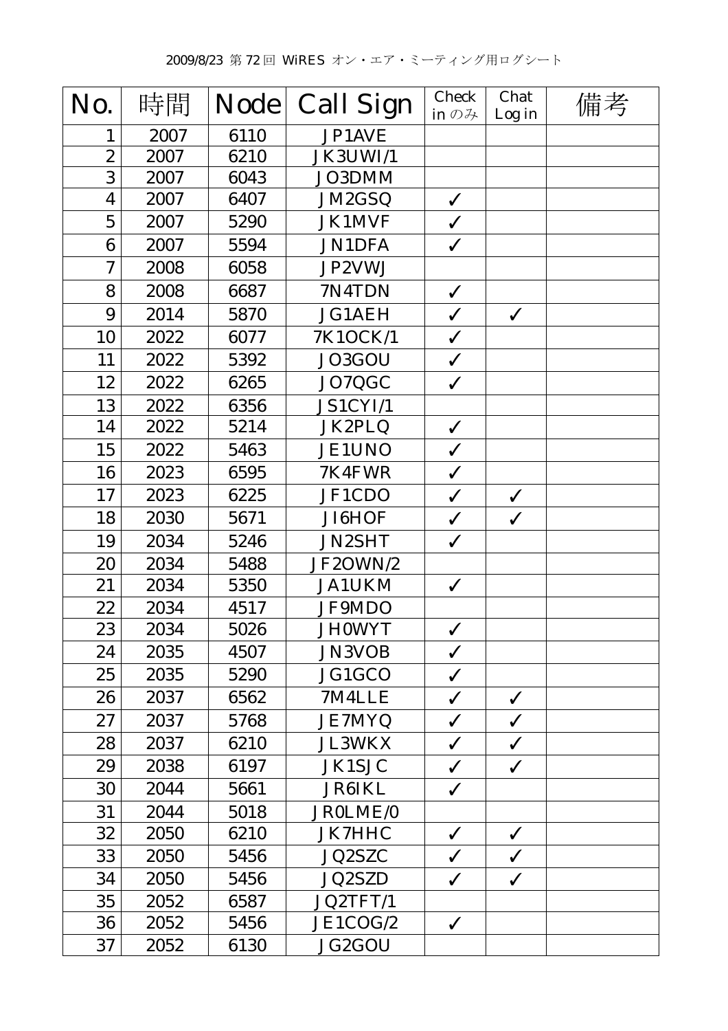2009/8/23 第72回 WiRES オン・エア・ミーティング用ログシート

| No. | 時間 | Node | Call Sign | Check in のみ | Chat Log in | 備考 |
|---|---|---|---|---|---|---|
| 1 | 2007 | 6110 | JP1AVE | | | |
| 2 | 2007 | 6210 | JK3UWI/1 | | | |
| 3 | 2007 | 6043 | JO3DMM | | | |
| 4 | 2007 | 6407 | JM2GSQ | ✓ | | |
| 5 | 2007 | 5290 | JK1MVF | ✓ | | |
| 6 | 2007 | 5594 | JN1DFA | ✓ | | |
| 7 | 2008 | 6058 | JP2VWJ | | | |
| 8 | 2008 | 6687 | 7N4TDN | ✓ | | |
| 9 | 2014 | 5870 | JG1AEH | ✓ | ✓ | |
| 10 | 2022 | 6077 | 7K1OCK/1 | ✓ | | |
| 11 | 2022 | 5392 | JO3GOU | ✓ | | |
| 12 | 2022 | 6265 | JO7QGC | ✓ | | |
| 13 | 2022 | 6356 | JS1CYI/1 | | | |
| 14 | 2022 | 5214 | JK2PLQ | ✓ | | |
| 15 | 2022 | 5463 | JE1UNO | ✓ | | |
| 16 | 2023 | 6595 | 7K4FWR | ✓ | | |
| 17 | 2023 | 6225 | JF1CDO | ✓ | ✓ | |
| 18 | 2030 | 5671 | JI6HOF | ✓ | ✓ | |
| 19 | 2034 | 5246 | JN2SHT | ✓ | | |
| 20 | 2034 | 5488 | JF2OWN/2 | | | |
| 21 | 2034 | 5350 | JA1UKM | ✓ | | |
| 22 | 2034 | 4517 | JF9MDO | | | |
| 23 | 2034 | 5026 | JH0WYT | ✓ | | |
| 24 | 2035 | 4507 | JN3VOB | ✓ | | |
| 25 | 2035 | 5290 | JG1GCO | ✓ | | |
| 26 | 2037 | 6562 | 7M4LLE | ✓ | ✓ | |
| 27 | 2037 | 5768 | JE7MYQ | ✓ | ✓ | |
| 28 | 2037 | 6210 | JL3WKX | ✓ | ✓ | |
| 29 | 2038 | 6197 | JK1SJC | ✓ | ✓ | |
| 30 | 2044 | 5661 | JR6IKL | ✓ | | |
| 31 | 2044 | 5018 | JR0LME/0 | | | |
| 32 | 2050 | 6210 | JK7HHC | ✓ | ✓ | |
| 33 | 2050 | 5456 | JQ2SZC | ✓ | ✓ | |
| 34 | 2050 | 5456 | JQ2SZD | ✓ | ✓ | |
| 35 | 2052 | 6587 | JQ2TFT/1 | | | |
| 36 | 2052 | 5456 | JE1COG/2 | ✓ | | |
| 37 | 2052 | 6130 | JG2GOU | | | |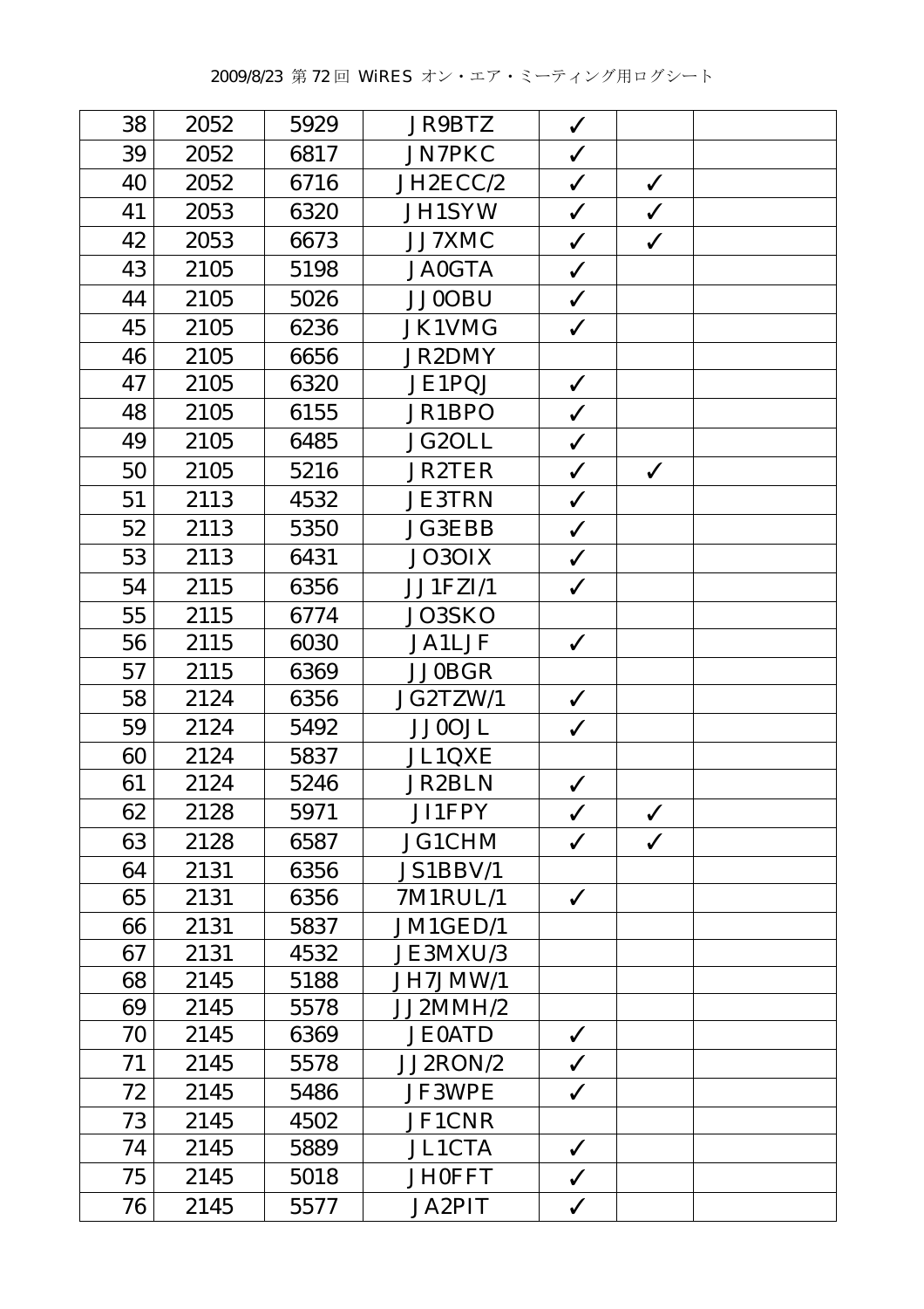| | | | | | | |
|---|---|---|---|---|---|---|
| 38 | 2052 | 5929 | JR9BTZ | ✓ | | |
| 39 | 2052 | 6817 | JN7PKC | ✓ | | |
| 40 | 2052 | 6716 | JH2ECC/2 | ✓ | ✓ | |
| 41 | 2053 | 6320 | JH1SYW | ✓ | ✓ | |
| 42 | 2053 | 6673 | JJ7XMC | ✓ | ✓ | |
| 43 | 2105 | 5198 | JA0GTA | ✓ | | |
| 44 | 2105 | 5026 | JJ0OBU | ✓ | | |
| 45 | 2105 | 6236 | JK1VMG | ✓ | | |
| 46 | 2105 | 6656 | JR2DMY | | | |
| 47 | 2105 | 6320 | JE1PQJ | ✓ | | |
| 48 | 2105 | 6155 | JR1BPO | ✓ | | |
| 49 | 2105 | 6485 | JG2OLL | ✓ | | |
| 50 | 2105 | 5216 | JR2TER | ✓ | ✓ | |
| 51 | 2113 | 4532 | JE3TRN | ✓ | | |
| 52 | 2113 | 5350 | JG3EBB | ✓ | | |
| 53 | 2113 | 6431 | JO3OIX | ✓ | | |
| 54 | 2115 | 6356 | JJ1FZI/1 | ✓ | | |
| 55 | 2115 | 6774 | JO3SKO | | | |
| 56 | 2115 | 6030 | JA1LJF | ✓ | | |
| 57 | 2115 | 6369 | JJ0BGR | | | |
| 58 | 2124 | 6356 | JG2TZW/1 | ✓ | | |
| 59 | 2124 | 5492 | JJ0OJL | ✓ | | |
| 60 | 2124 | 5837 | JL1QXE | | | |
| 61 | 2124 | 5246 | JR2BLN | ✓ | | |
| 62 | 2128 | 5971 | JI1FPY | ✓ | ✓ | |
| 63 | 2128 | 6587 | JG1CHM | ✓ | ✓ | |
| 64 | 2131 | 6356 | JS1BBV/1 | | | |
| 65 | 2131 | 6356 | 7M1RUL/1 | ✓ | | |
| 66 | 2131 | 5837 | JM1GED/1 | | | |
| 67 | 2131 | 4532 | JE3MXU/3 | | | |
| 68 | 2145 | 5188 | JH7JMW/1 | | | |
| 69 | 2145 | 5578 | JJ2MMH/2 | | | |
| 70 | 2145 | 6369 | JE0ATD | ✓ | | |
| 71 | 2145 | 5578 | JJ2RON/2 | ✓ | | |
| 72 | 2145 | 5486 | JF3WPE | ✓ | | |
| 73 | 2145 | 4502 | JF1CNR | | | |
| 74 | 2145 | 5889 | JL1CTA | ✓ | | |
| 75 | 2145 | 5018 | JH0FFT | ✓ | | |
| 76 | 2145 | 5577 | JA2PIT | ✓ | | |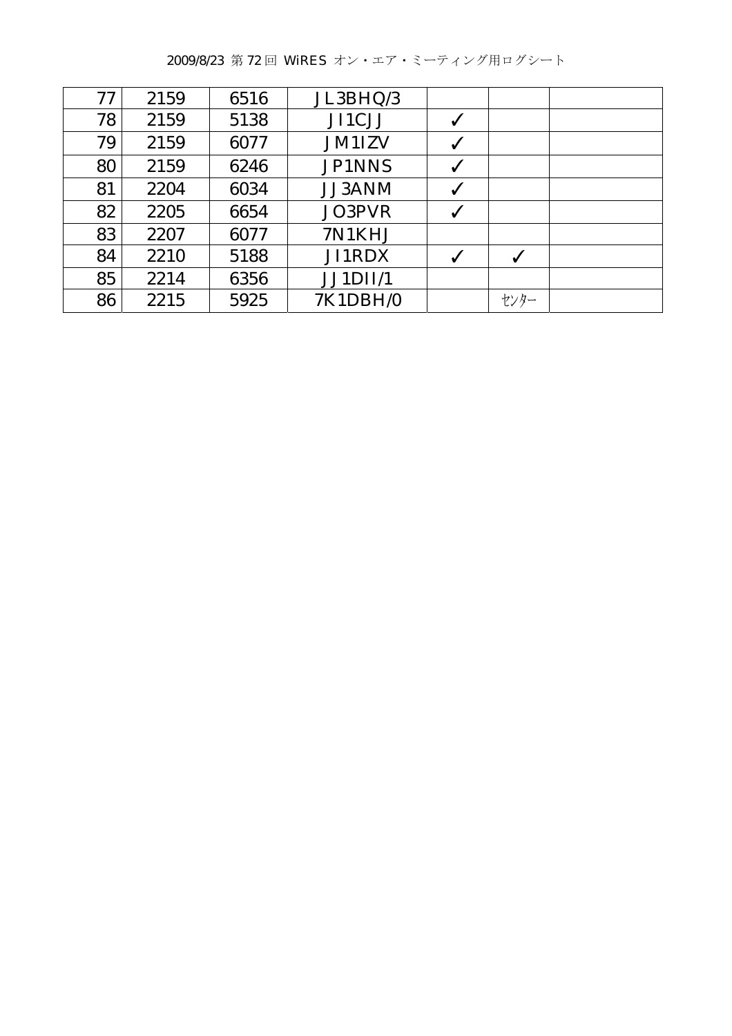| | | | | | | |
|---|---|---|---|---|---|---|
| 77 | 2159 | 6516 | JL3BHQ/3 | | | |
| 78 | 2159 | 5138 | JI1CJJ | ✓ | | |
| 79 | 2159 | 6077 | JM1IZV | ✓ | | |
| 80 | 2159 | 6246 | JP1NNS | ✓ | | |
| 81 | 2204 | 6034 | JJ3ANM | ✓ | | |
| 82 | 2205 | 6654 | JO3PVR | ✓ | | |
| 83 | 2207 | 6077 | 7N1KHJ | | | |
| 84 | 2210 | 5188 | JI1RDX | ✓ | ✓ | |
| 85 | 2214 | 6356 | JJ1DII/1 | | | |
| 86 | 2215 | 5925 | 7K1DBH/0 | | ｾﾝﾀｰ | |